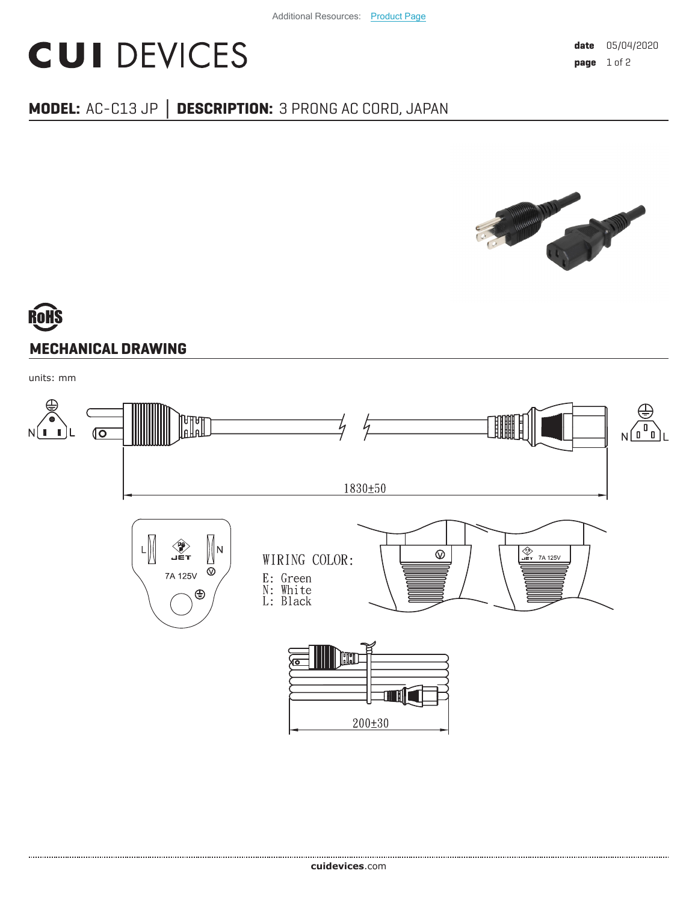Additional Resources: Product Page

# CUI DEVICES

**date** 05/04/2020
**page** 1 of 2

## MODEL: AC-C13 JP | DESCRIPTION: 3 PRONG AC CORD, JAPAN

RoHS

## MECHANICAL DRAWING

units: mm

N L

N L

1830±50

L N

JET

7A 125V

WIRING COLOR:
E: Green
N: White
L: Black

JET 7A 125V

200±30

cuidevices.com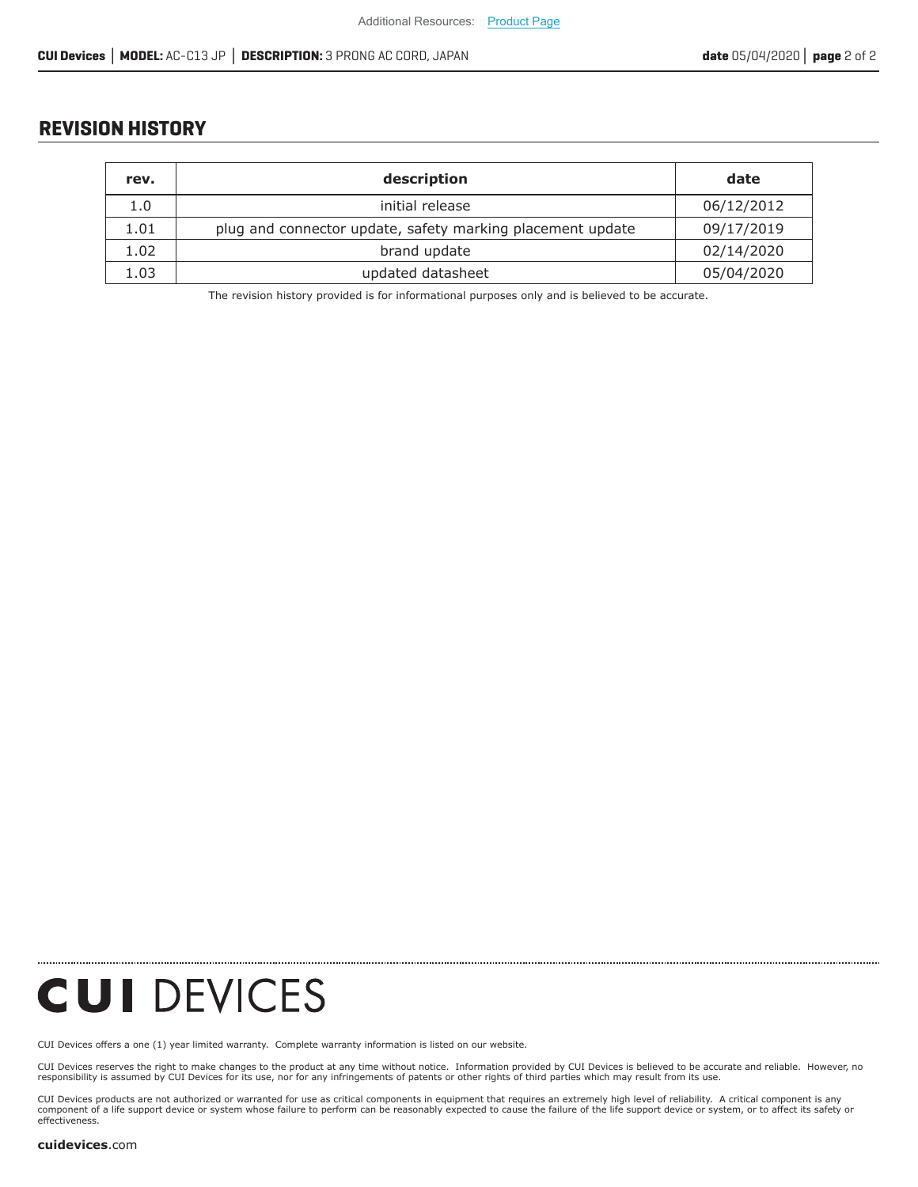## REVISION HISTORY

| rev. | description | date |
| --- | --- | --- |
| 1.0 | initial release | 06/12/2012 |
| 1.01 | plug and connector update, safety marking placement update | 09/17/2019 |
| 1.02 | brand update | 02/14/2020 |
| 1.03 | updated datasheet | 05/04/2020 |

The revision history provided is for informational purposes only and is believed to be accurate.

**CUI** DEVICES

CUI Devices offers a one (1) year limited warranty. Complete warranty information is listed on our website.

CUI Devices reserves the right to make changes to the product at any time without notice. Information provided by CUI Devices is believed to be accurate and reliable. However, no responsibility is assumed by CUI Devices for its use, nor for any infringements of patents or other rights of third parties which may result from its use.

CUI Devices products are not authorized or warranted for use as critical components in equipment that requires an extremely high level of reliability. A critical component is any component of a life support device or system whose failure to perform can be reasonably expected to cause the failure of the life support device or system, or to affect its safety or effectiveness.

**cuidevices**.com